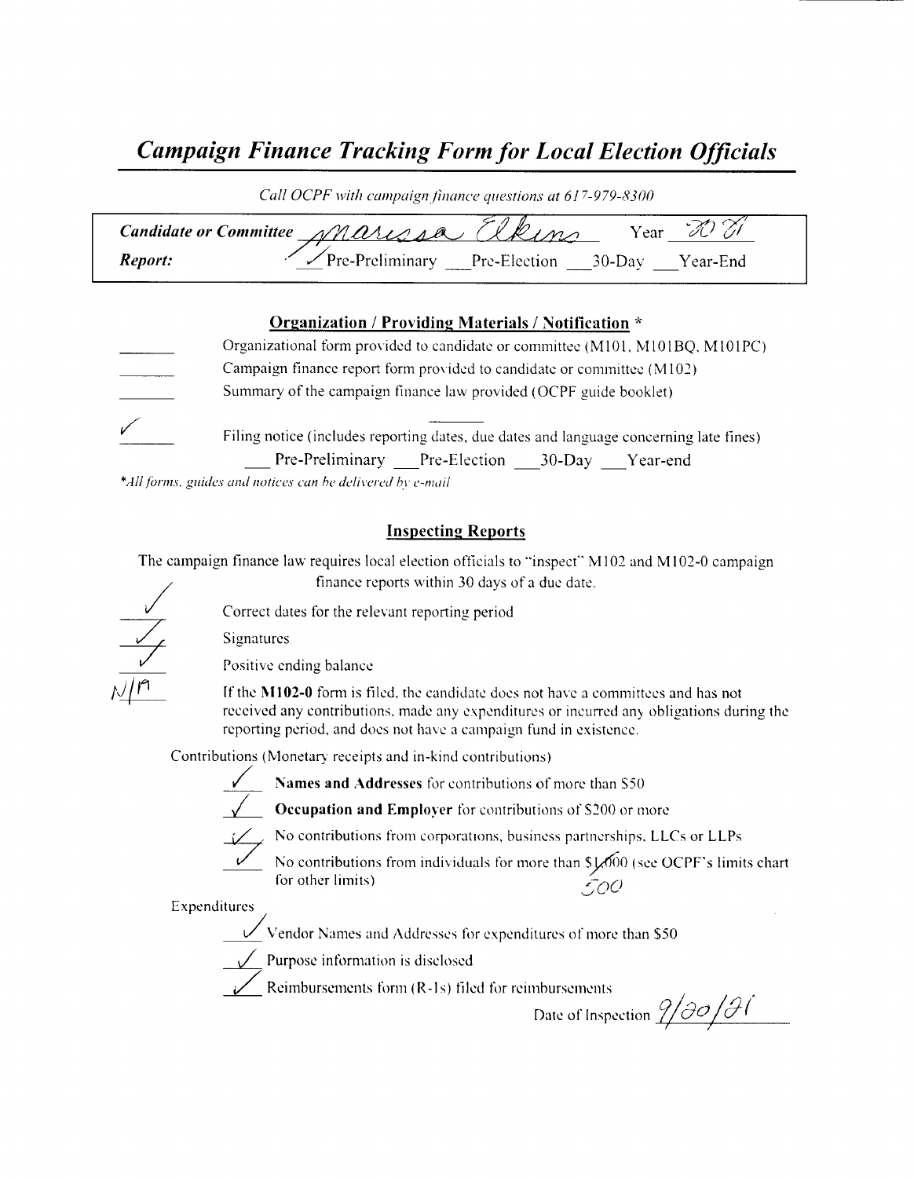# *Campaign Finance Tracking Form for Local Election Officials*

*Call OCPF with campaign finance questions at 617-979-8300*

**Candidate or Committee** Marissa Elkins Year 2021

**Report:** ✓ Pre-Preliminary ___ Pre-Election ___ 30-Day ___ Year-End

## Organization / Providing Materials / Notification *

___ Organizational form provided to candidate or committee (M101, M101BQ, M101PC)

___ Campaign finance report form provided to candidate or committee (M102)

___ Summary of the campaign finance law provided (OCPF guide booklet)

✓ Filing notice (includes reporting dates, due dates and language concerning late fines)

___ Pre-Preliminary ___ Pre-Election ___ 30-Day ___ Year-end

*All forms, guides and notices can be delivered by e-mail*

## Inspecting Reports

The campaign finance law requires local election officials to "inspect" M102 and M102-0 campaign finance reports within 30 days of a due date.

✓ Correct dates for the relevant reporting period

✓ Signatures

✓ Positive ending balance

N/A If the **M102-0** form is filed, the candidate does not have a committees and has not received any contributions, made any expenditures or incurred any obligations during the reporting period, and does not have a campaign fund in existence.

Contributions (Monetary receipts and in-kind contributions)

✓ **Names and Addresses** for contributions of more than $50

✓ **Occupation and Employer** for contributions of $200 or more

✓ No contributions from corporations, business partnerships, LLCs or LLPs

✓ No contributions from individuals for more than ~~$1,000~~ 500 (see OCPF's limits chart for other limits)

Expenditures

✓ Vendor Names and Addresses for expenditures of more than $50

✓ Purpose information is disclosed

✓ Reimbursements form (R-1s) filed for reimbursements

Date of Inspection 9/20/21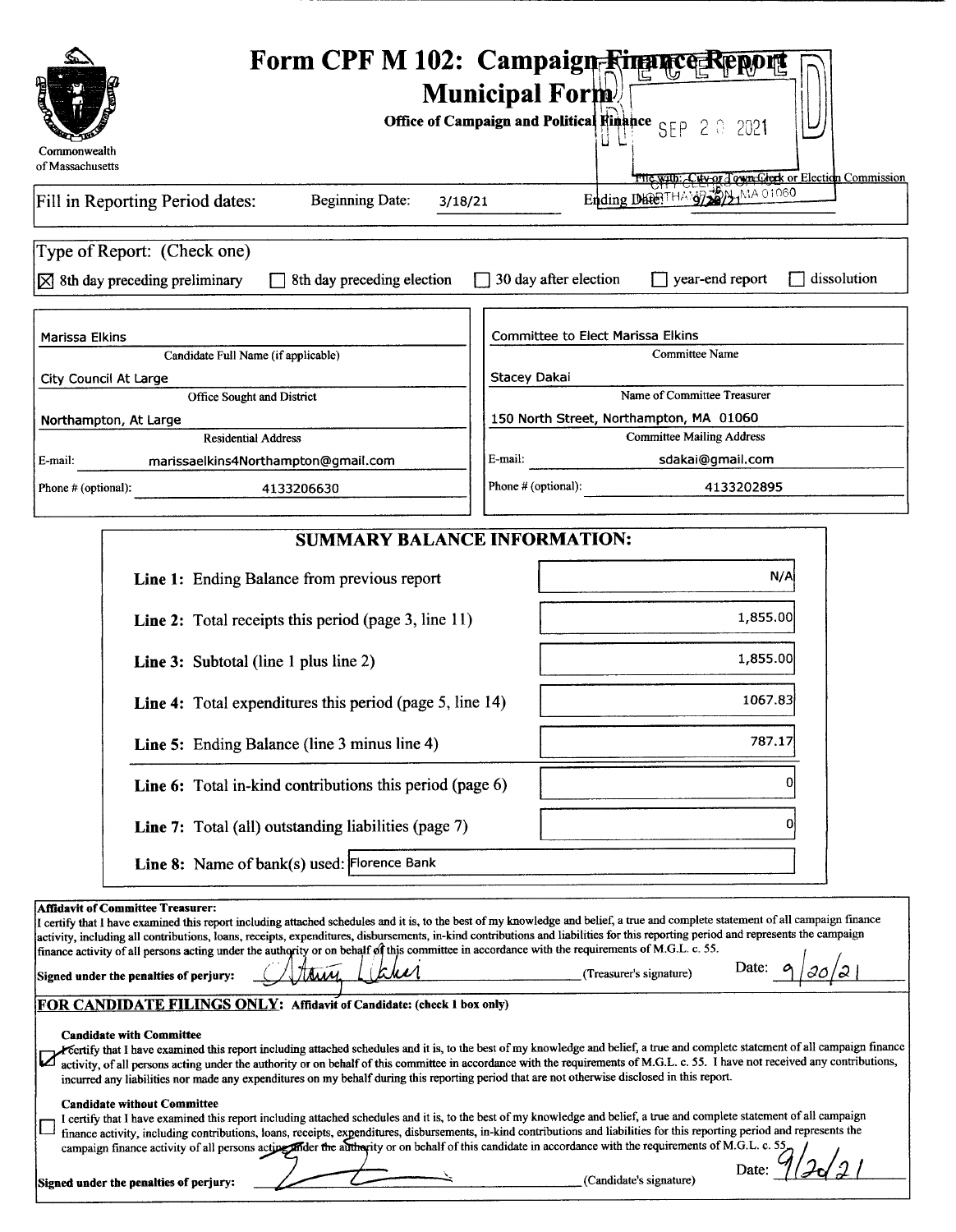# Form CPF M 102: Campaign Finance Report Municipal Form

**Office of Campaign and Political Finance**

Commonwealth of Massachusetts

RECEIVED SEP 20 2021 CITY CLERK NORTHAMPTON, MA 01060

File with: City or Town Clerk or Election Commission

Fill in Reporting Period dates: Beginning Date: 3/18/21 Ending Date: 9/20/21

Type of Report: (Check one)

- [x] 8th day preceding preliminary
- [ ] 8th day preceding election
- [ ] 30 day after election
- [ ] year-end report
- [ ] dissolution

| | |
|---|---|
| Candidate Full Name (if applicable): Marissa Elkins | Committee Name: Committee to Elect Marissa Elkins |
| Office Sought and District: City Council At Large | Name of Committee Treasurer: Stacey Dakai |
| Residential Address: Northampton, At Large | Committee Mailing Address: 150 North Street, Northampton, MA 01060 |
| E-mail: marissaelkins4Northampton@gmail.com | E-mail: sdakai@gmail.com |
| Phone # (optional): 4133206630 | Phone # (optional): 4133202895 |

## SUMMARY BALANCE INFORMATION:

| | |
|---|---|
| **Line 1:** Ending Balance from previous report | N/A |
| **Line 2:** Total receipts this period (page 3, line 11) | 1,855.00 |
| **Line 3:** Subtotal (line 1 plus line 2) | 1,855.00 |
| **Line 4:** Total expenditures this period (page 5, line 14) | 1067.83 |
| **Line 5:** Ending Balance (line 3 minus line 4) | 787.17 |
| **Line 6:** Total in-kind contributions this period (page 6) | 0 |
| **Line 7:** Total (all) outstanding liabilities (page 7) | 0 |
| **Line 8:** Name of bank(s) used: | Florence Bank |

**Affidavit of Committee Treasurer:**
I certify that I have examined this report including attached schedules and it is, to the best of my knowledge and belief, a true and complete statement of all campaign finance activity, including all contributions, loans, receipts, expenditures, disbursements, in-kind contributions and liabilities for this reporting period and represents the campaign finance activity of all persons acting under the authority or on behalf of this committee in accordance with the requirements of M.G.L. c. 55.

**Signed under the penalties of perjury:** [signature] (Treasurer's signature) Date: 9/20/21

**FOR CANDIDATE FILINGS ONLY:** **Affidavit of Candidate: (check 1 box only)**

- [x] **Candidate with Committee**
I certify that I have examined this report including attached schedules and it is, to the best of my knowledge and belief, a true and complete statement of all campaign finance activity, of all persons acting under the authority or on behalf of this committee in accordance with the requirements of M.G.L. c. 55. I have not received any contributions, incurred any liabilities nor made any expenditures on my behalf during this reporting period that are not otherwise disclosed in this report.

- [ ] **Candidate without Committee**
I certify that I have examined this report including attached schedules and it is, to the best of my knowledge and belief, a true and complete statement of all campaign finance activity, including contributions, loans, receipts, expenditures, disbursements, in-kind contributions and liabilities for this reporting period and represents the campaign finance activity of all persons acting under the authority or on behalf of this candidate in accordance with the requirements of M.G.L. c. 55.

**Signed under the penalties of perjury:** [signature] (Candidate's signature) Date: 9/20/21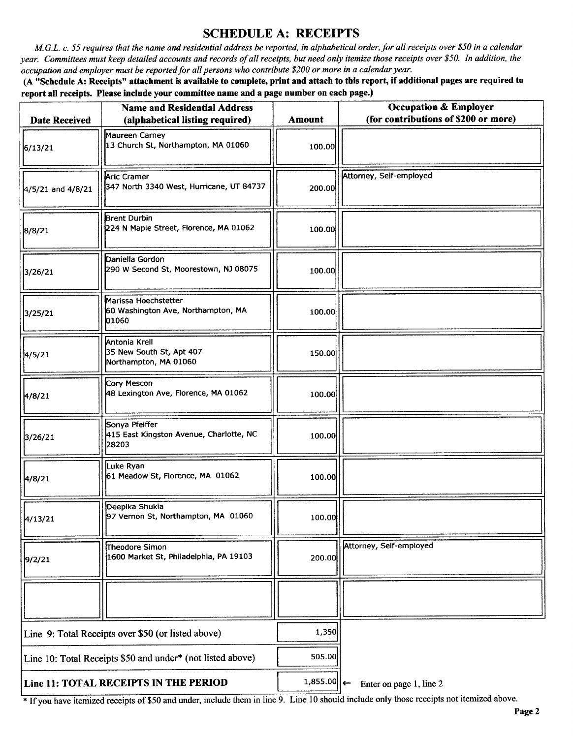# SCHEDULE A: RECEIPTS

*M.G.L. c. 55 requires that the name and residential address be reported, in alphabetical order, for all receipts over $50 in a calendar year. Committees must keep detailed accounts and records of all receipts, but need only itemize those receipts over $50. In addition, the occupation and employer must be reported for all persons who contribute $200 or more in a calendar year.*

**(A "Schedule A: Receipts" attachment is available to complete, print and attach to this report, if additional pages are required to report all receipts. Please include your committee name and a page number on each page.)**

| Date Received | Name and Residential Address (alphabetical listing required) | Amount | Occupation & Employer (for contributions of $200 or more) |
|---|---|---|---|
| 6/13/21 | Maureen Carney<br>13 Church St, Northampton, MA 01060 | 100.00 | |
| 4/5/21 and 4/8/21 | Aric Cramer<br>347 North 3340 West, Hurricane, UT 84737 | 200.00 | Attorney, Self-employed |
| 8/8/21 | Brent Durbin<br>224 N Maple Street, Florence, MA 01062 | 100.00 | |
| 3/26/21 | Daniella Gordon<br>290 W Second St, Moorestown, NJ 08075 | 100.00 | |
| 3/25/21 | Marissa Hoechstetter<br>60 Washington Ave, Northampton, MA 01060 | 100.00 | |
| 4/5/21 | Antonia Krell<br>35 New South St, Apt 407<br>Northampton, MA 01060 | 150.00 | |
| 4/8/21 | Cory Mescon<br>48 Lexington Ave, Florence, MA 01062 | 100.00 | |
| 3/26/21 | Sonya Pfeiffer<br>415 East Kingston Avenue, Charlotte, NC 28203 | 100.00 | |
| 4/8/21 | Luke Ryan<br>61 Meadow St, Florence, MA 01062 | 100.00 | |
| 4/13/21 | Deepika Shukla<br>97 Vernon St, Northampton, MA 01060 | 100.00 | |
| 9/2/21 | Theodore Simon<br>1600 Market St, Philadelphia, PA 19103 | 200.00 | Attorney, Self-employed |
| | | | |

| | | |
|---|---|---|
| Line 9: Total Receipts over $50 (or listed above) | 1,350 | |
| Line 10: Total Receipts $50 and under* (not listed above) | 505.00 | |
| **Line 11: TOTAL RECEIPTS IN THE PERIOD** | 1,855.00 | ← Enter on page 1, line 2 |

* If you have itemized receipts of $50 and under, include them in line 9. Line 10 should include only those receipts not itemized above.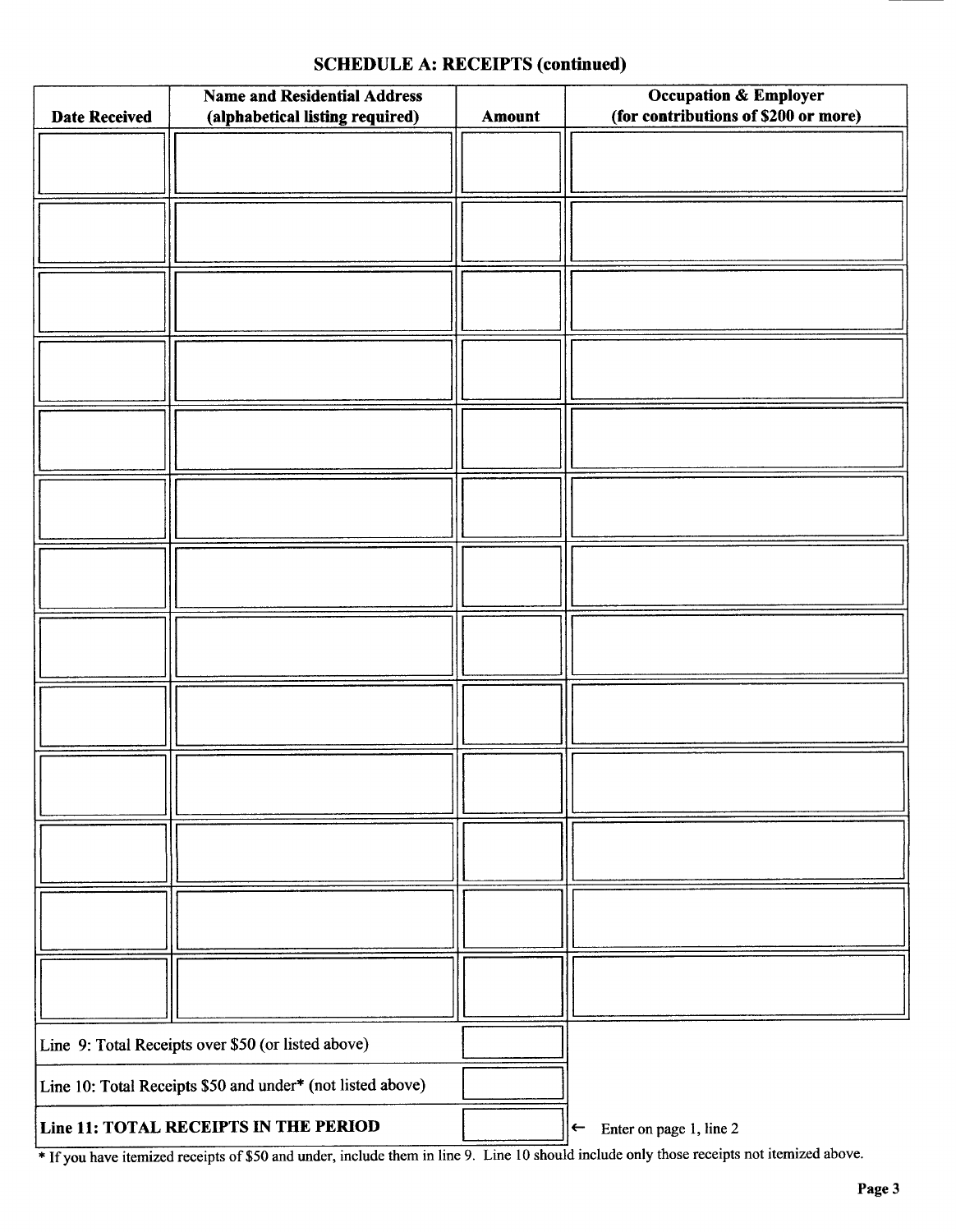## SCHEDULE A: RECEIPTS (continued)

| Date Received | Name and Residential Address (alphabetical listing required) | Amount | Occupation & Employer (for contributions of $200 or more) |
|---|---|---|---|
| | | | |
| | | | |
| | | | |
| | | | |
| | | | |
| | | | |
| | | | |
| | | | |
| | | | |
| | | | |
| | | | |
| | | | |
| | | | |

| | | |
|---|---|---|
| Line 9: Total Receipts over $50 (or listed above) | | |
| Line 10: Total Receipts $50 and under* (not listed above) | | |
| **Line 11: TOTAL RECEIPTS IN THE PERIOD** | | ← Enter on page 1, line 2 |

* If you have itemized receipts of $50 and under, include them in line 9. Line 10 should include only those receipts not itemized above.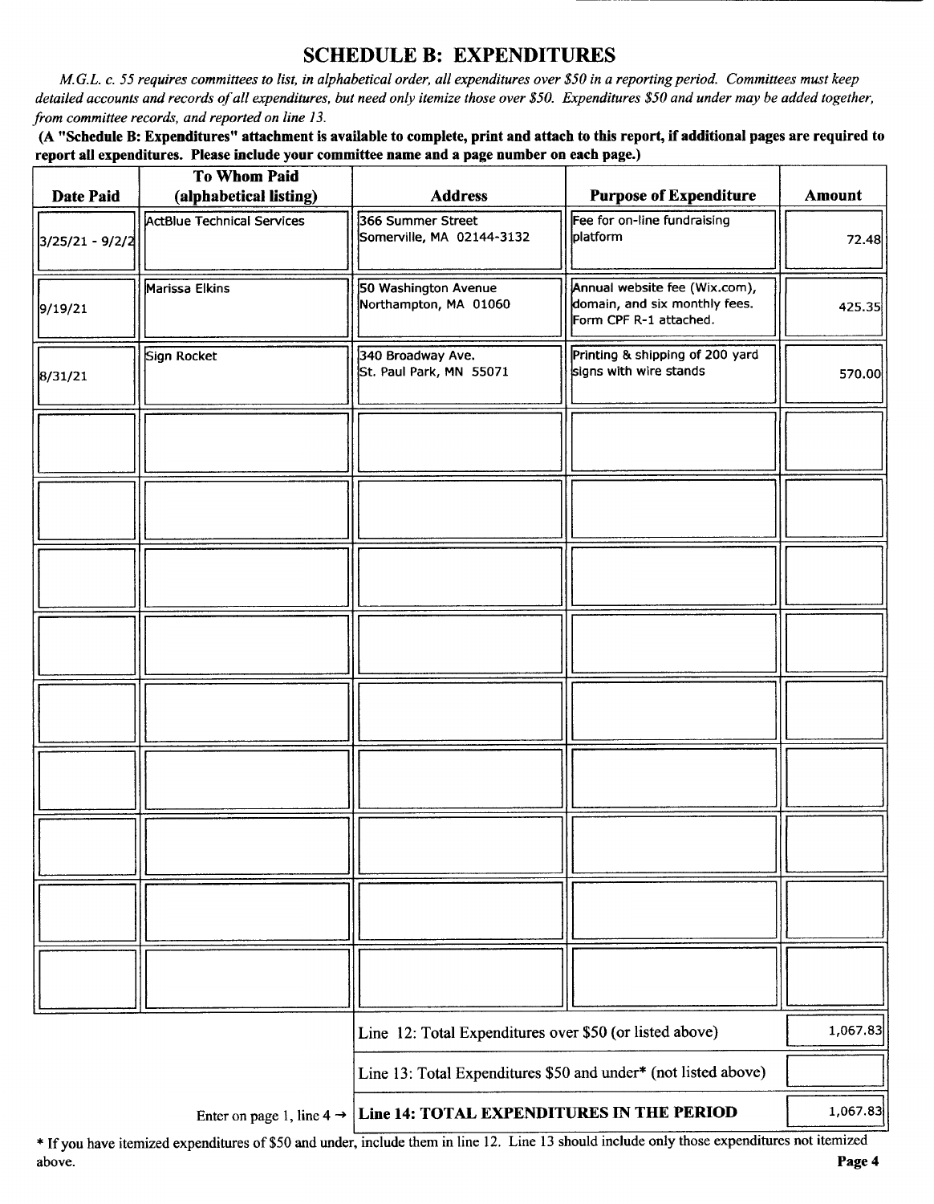## SCHEDULE B: EXPENDITURES

*M.G.L. c. 55 requires committees to list, in alphabetical order, all expenditures over $50 in a reporting period. Committees must keep detailed accounts and records of all expenditures, but need only itemize those over $50. Expenditures $50 and under may be added together, from committee records, and reported on line 13.*

**(A "Schedule B: Expenditures" attachment is available to complete, print and attach to this report, if additional pages are required to report all expenditures. Please include your committee name and a page number on each page.)**

| Date Paid | To Whom Paid (alphabetical listing) | Address | Purpose of Expenditure | Amount |
|---|---|---|---|---|
| 3/25/21 - 9/2/2 | ActBlue Technical Services | 366 Summer Street Somerville, MA 02144-3132 | Fee for on-line fundraising platform | 72.48 |
| 9/19/21 | Marissa Elkins | 50 Washington Avenue Northampton, MA 01060 | Annual website fee (Wix.com), domain, and six monthly fees. Form CPF R-1 attached. | 425.35 |
| 8/31/21 | Sign Rocket | 340 Broadway Ave. St. Paul Park, MN 55071 | Printing & shipping of 200 yard signs with wire stands | 570.00 |
| | | | | |
| | | | | |
| | | | | |
| | | | | |
| | | | | |
| | | | | |
| | | | | |
| | | | | |
| | | | | |

| | |
|---|---|
| Line 12: Total Expenditures over $50 (or listed above) | 1,067.83 |
| Line 13: Total Expenditures $50 and under* (not listed above) | |
| Enter on page 1, line 4 → **Line 14: TOTAL EXPENDITURES IN THE PERIOD** | 1,067.83 |

* If you have itemized expenditures of $50 and under, include them in line 12. Line 13 should include only those expenditures not itemized above.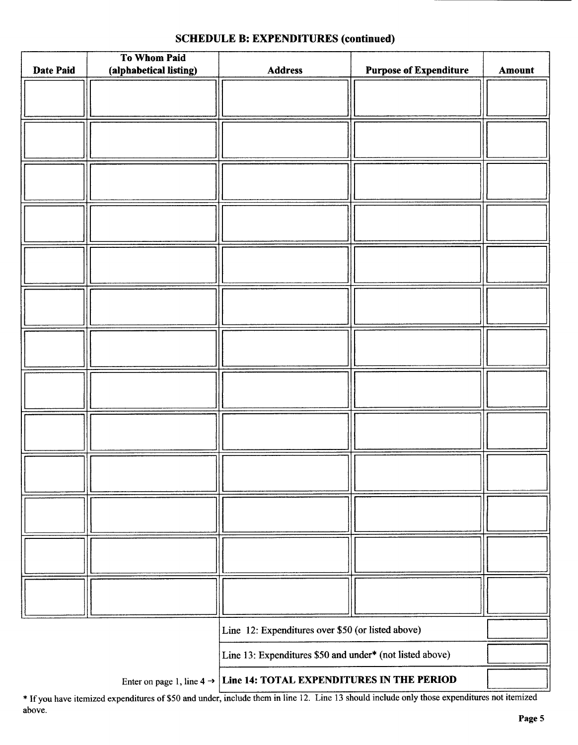## SCHEDULE B: EXPENDITURES (continued)

| Date Paid | To Whom Paid (alphabetical listing) | Address | Purpose of Expenditure | Amount |
|---|---|---|---|---|
| | | | | |
| | | | | |
| | | | | |
| | | | | |
| | | | | |
| | | | | |
| | | | | |
| | | | | |
| | | | | |
| | | | | |
| | | | | |
| | | | | |
| | | | | |
| | | Line 12: Expenditures over $50 (or listed above) | | |
| | | Line 13: Expenditures $50 and under* (not listed above) | | |
| | Enter on page 1, line 4 → | **Line 14: TOTAL EXPENDITURES IN THE PERIOD** | | |

* If you have itemized expenditures of $50 and under, include them in line 12. Line 13 should include only those expenditures not itemized above.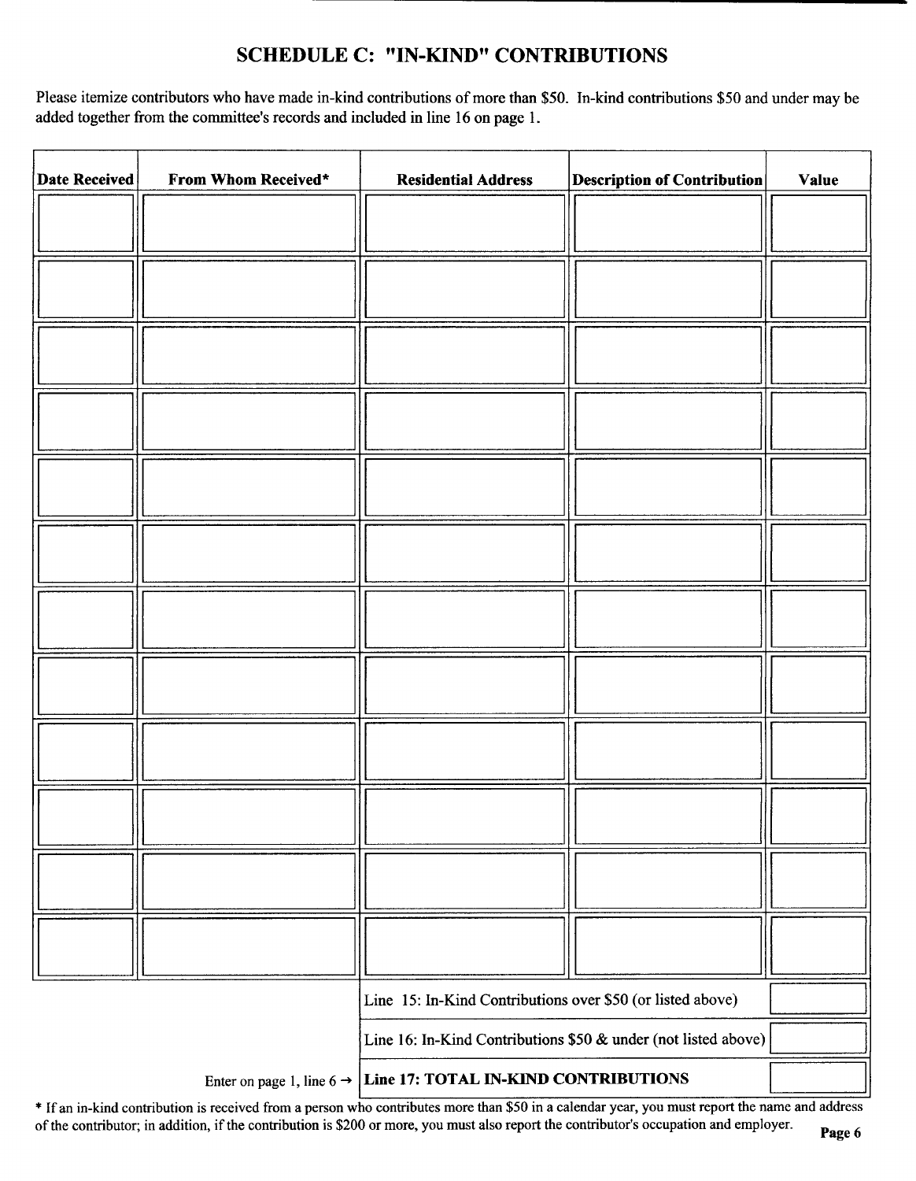# SCHEDULE C: "IN-KIND" CONTRIBUTIONS

Please itemize contributors who have made in-kind contributions of more than $50. In-kind contributions $50 and under may be added together from the committee's records and included in line 16 on page 1.

| Date Received | From Whom Received* | Residential Address | Description of Contribution | Value |
|---|---|---|---|---|
| | | | | |
| | | | | |
| | | | | |
| | | | | |
| | | | | |
| | | | | |
| | | | | |
| | | | | |
| | | | | |
| | | | | |
| | | | | |
| | | | | |

| | |
|---|---|
| Line 15: In-Kind Contributions over $50 (or listed above) | |
| Line 16: In-Kind Contributions $50 & under (not listed above) | |
| Enter on page 1, line 6 → **Line 17: TOTAL IN-KIND CONTRIBUTIONS** | |

* If an in-kind contribution is received from a person who contributes more than $50 in a calendar year, you must report the name and address of the contributor; in addition, if the contribution is $200 or more, you must also report the contributor's occupation and employer.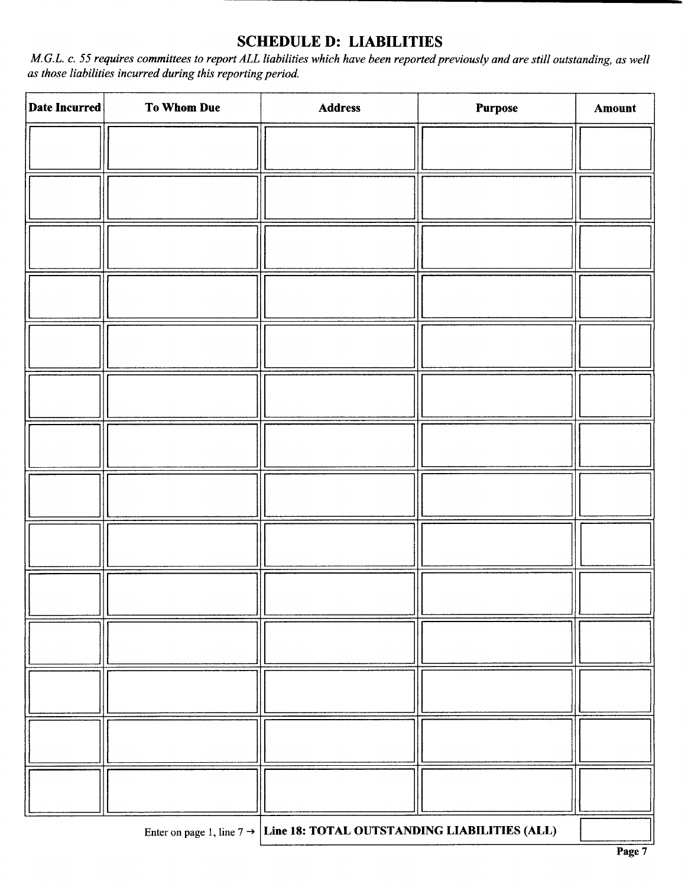## SCHEDULE D: LIABILITIES

*M.G.L. c. 55 requires committees to report ALL liabilities which have been reported previously and are still outstanding, as well as those liabilities incurred during this reporting period.*

| Date Incurred | To Whom Due | Address | Purpose | Amount |
|---|---|---|---|---|
| | | | | |
| | | | | |
| | | | | |
| | | | | |
| | | | | |
| | | | | |
| | | | | |
| | | | | |
| | | | | |
| | | | | |
| | | | | |
| | | | | |
| | | | | |
| | | | | |

Enter on page 1, line 7 → **Line 18: TOTAL OUTSTANDING LIABILITIES (ALL)**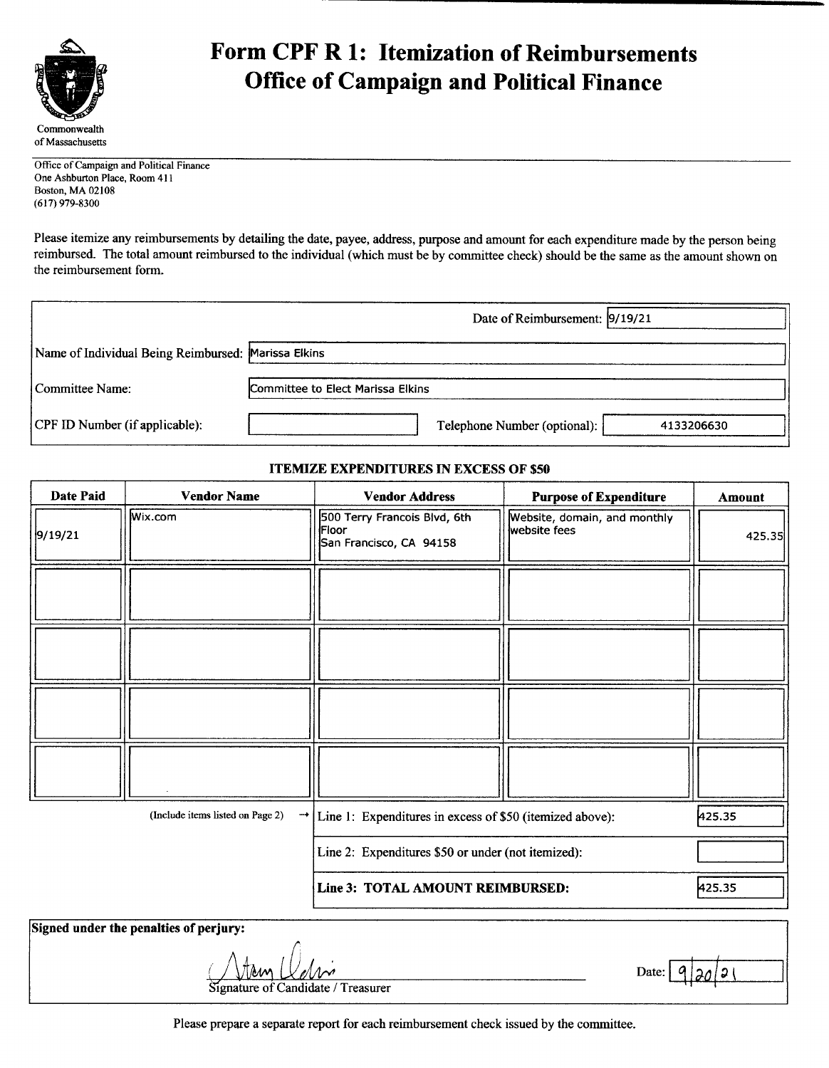# Form CPF R 1: Itemization of Reimbursements
# Office of Campaign and Political Finance

Commonwealth of Massachusetts

Office of Campaign and Political Finance
One Ashburton Place, Room 411
Boston, MA 02108
(617) 979-8300

Please itemize any reimbursements by detailing the date, payee, address, purpose and amount for each expenditure made by the person being reimbursed. The total amount reimbursed to the individual (which must be by committee check) should be the same as the amount shown on the reimbursement form.

Date of Reimbursement: 9/19/21

Name of Individual Being Reimbursed: Marissa Elkins

Committee Name: Committee to Elect Marissa Elkins

CPF ID Number (if applicable):

Telephone Number (optional): 4133206630

### ITEMIZE EXPENDITURES IN EXCESS OF $50

| Date Paid | Vendor Name | Vendor Address | Purpose of Expenditure | Amount |
|---|---|---|---|---|
| 9/19/21 | Wix.com | 500 Terry Francois Blvd, 6th Floor San Francisco, CA 94158 | Website, domain, and monthly website fees | 425.35 |
| | | | | |
| | | | | |
| | | | | |
| | | | | |

(Include items listed on Page 2) →

| | |
|---|---|
| Line 1: Expenditures in excess of $50 (itemized above): | 425.35 |
| Line 2: Expenditures $50 or under (not itemized): | |
| **Line 3: TOTAL AMOUNT REIMBURSED:** | 425.35 |

**Signed under the penalties of perjury:**

Signature of Candidate / Treasurer: [signature]

Date: 9/20/21

Please prepare a separate report for each reimbursement check issued by the committee.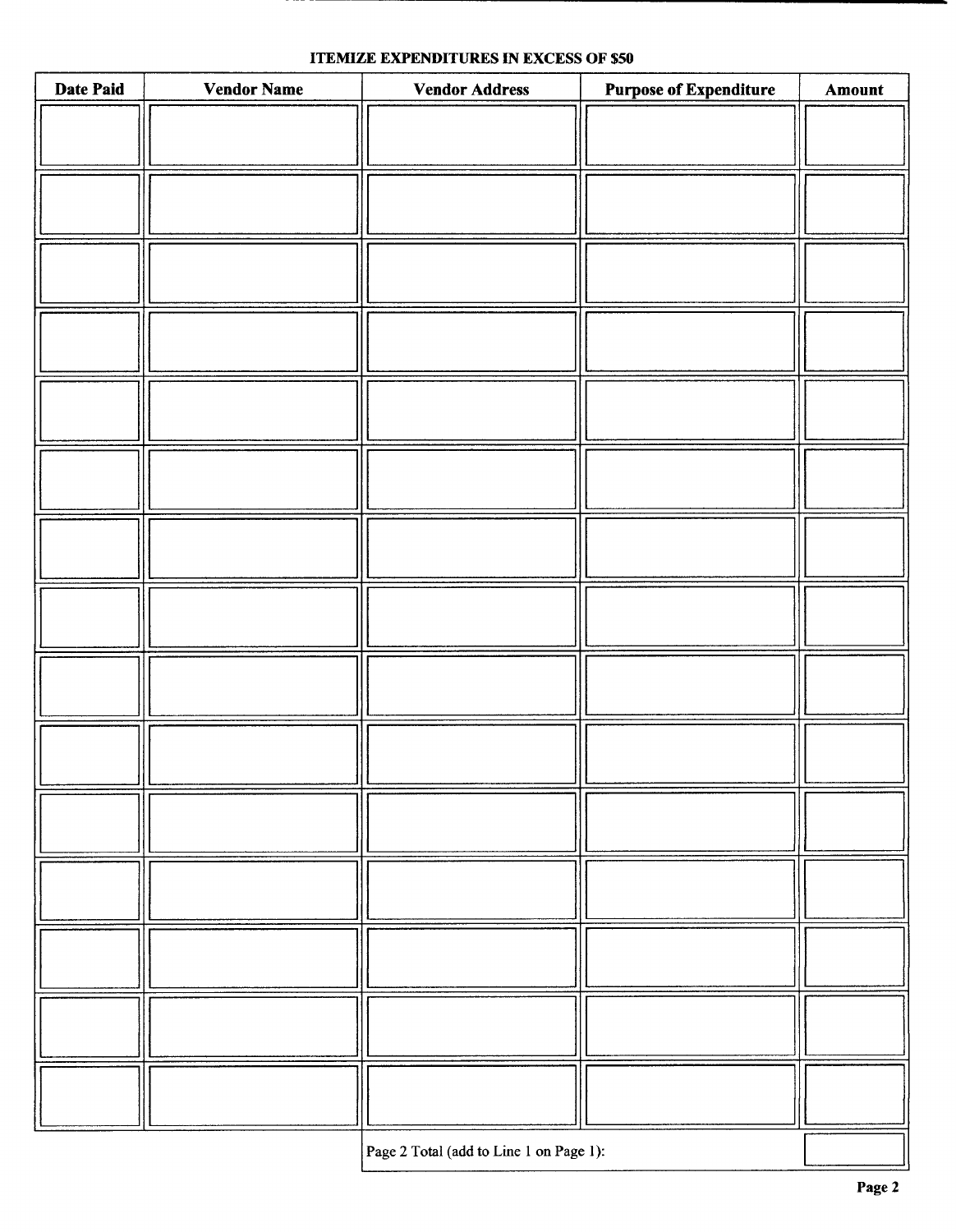**ITEMIZE EXPENDITURES IN EXCESS OF $50**

| Date Paid | Vendor Name | Vendor Address | Purpose of Expenditure | Amount |
|---|---|---|---|---|
| | | | | |
| | | | | |
| | | | | |
| | | | | |
| | | | | |
| | | | | |
| | | | | |
| | | | | |
| | | | | |
| | | | | |
| | | | | |
| | | | | |
| | | | | |
| | | | | |
| | | | | |
| | | Page 2 Total (add to Line 1 on Page 1): | | |